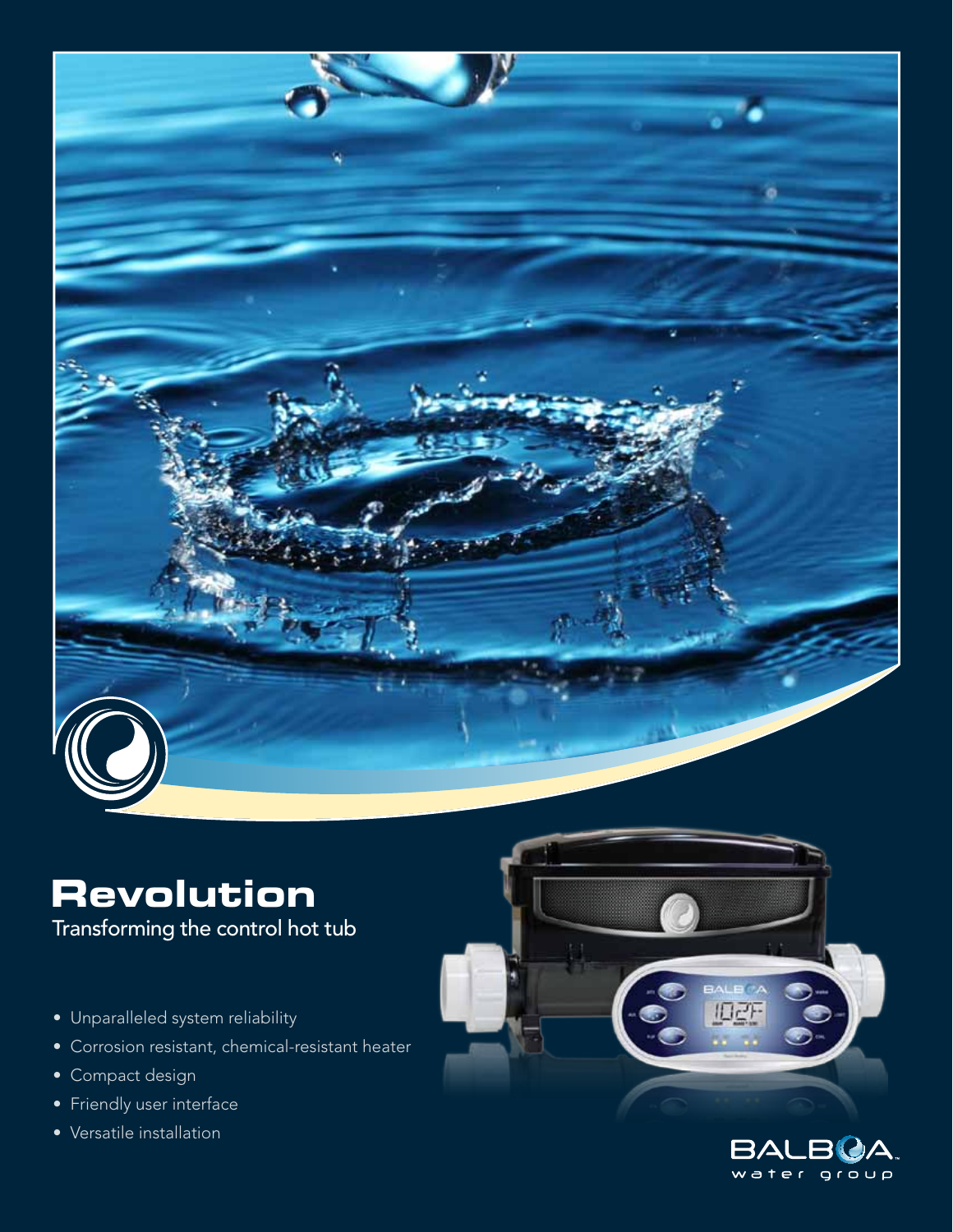# Revolution

Transforming the control hot tub

- Unparalleled system reliability
- Corrosion resistant, chemical-resistant heater
- Compact design
- Friendly user interface
- Versatile installation

BALBOA water group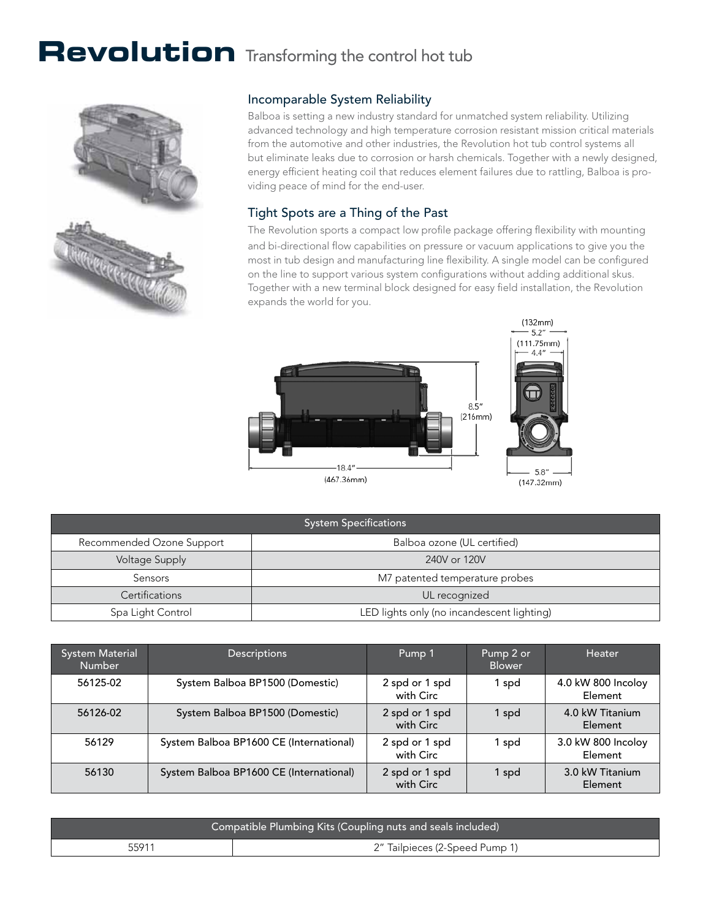# Revolution Transforming the control hot tub

## Incomparable System Reliability

Balboa is setting a new industry standard for unmatched system reliability. Utilizing advanced technology and high temperature corrosion resistant mission critical materials from the automotive and other industries, the Revolution hot tub control systems all but eliminate leaks due to corrosion or harsh chemicals. Together with a newly designed, energy efficient heating coil that reduces element failures due to rattling, Balboa is providing peace of mind for the end-user.

## Tight Spots are a Thing of the Past

The Revolution sports a compact low profile package offering flexibility with mounting and bi-directional flow capabilities on pressure or vacuum applications to give you the most in tub design and manufacturing line flexibility. A single model can be configured on the line to support various system configurations without adding additional skus. Together with a new terminal block designed for easy field installation, the Revolution expands the world for you.

(132mm) 5.2″

(111.75mm) 4.4″

8.5″ (216mm)

18.4″ (467.36mm)

5.8″ (147.32mm)

| System Specifications | |
|---|---|
| Recommended Ozone Support | Balboa ozone (UL certified) |
| Voltage Supply | 240V or 120V |
| Sensors | M7 patented temperature probes |
| Certifications | UL recognized |
| Spa Light Control | LED lights only (no incandescent lighting) |

| System Material Number | Descriptions | Pump 1 | Pump 2 or Blower | Heater |
|---|---|---|---|---|
| 56125-02 | System Balboa BP1500 (Domestic) | 2 spd or 1 spd with Circ | 1 spd | 4.0 kW 800 Incoloy Element |
| 56126-02 | System Balboa BP1500 (Domestic) | 2 spd or 1 spd with Circ | 1 spd | 4.0 kW Titanium Element |
| 56129 | System Balboa BP1600 CE (International) | 2 spd or 1 spd with Circ | 1 spd | 3.0 kW 800 Incoloy Element |
| 56130 | System Balboa BP1600 CE (International) | 2 spd or 1 spd with Circ | 1 spd | 3.0 kW Titanium Element |

| Compatible Plumbing Kits (Coupling nuts and seals included) | |
|---|---|
| 55911 | 2″ Tailpieces (2-Speed Pump 1) |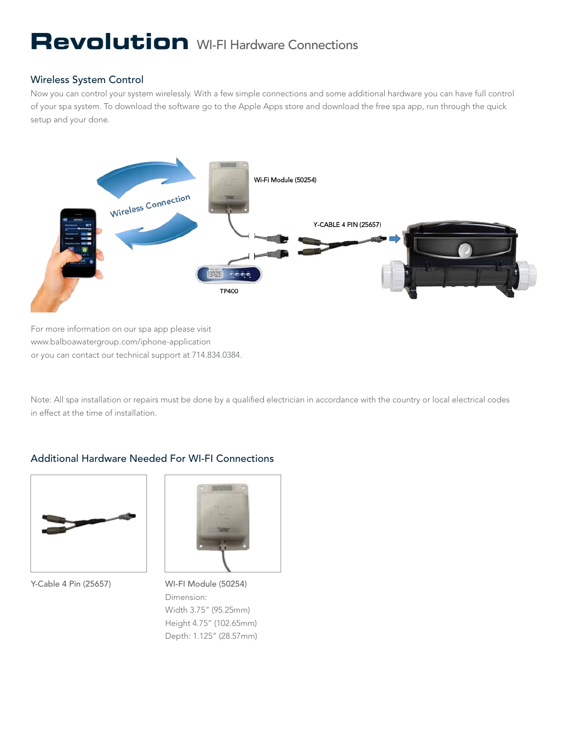# Revolution WI-FI Hardware Connections

## Wireless System Control

Now you can control your system wirelessly. With a few simple connections and some additional hardware you can have full control of your spa system. To download the software go to the Apple Apps store and download the free spa app, run through the quick setup and your done.

Wireless Connection

Wi-Fi Module (50254)

Y-CABLE 4 PIN (25657)

TP400

For more information on our spa app please visit
www.balboawatergroup.com/iphone-application
or you can contact our technical support at 714.834.0384.

Note: All spa installation or repairs must be done by a qualified electrician in accordance with the country or local electrical codes in effect at the time of installation.

## Additional Hardware Needed For WI-FI Connections

Y-Cable 4 Pin (25657)

WI-FI Module (50254)
Dimension:
Width 3.75" (95.25mm)
Height 4.75" (102.65mm)
Depth: 1.125" (28.57mm)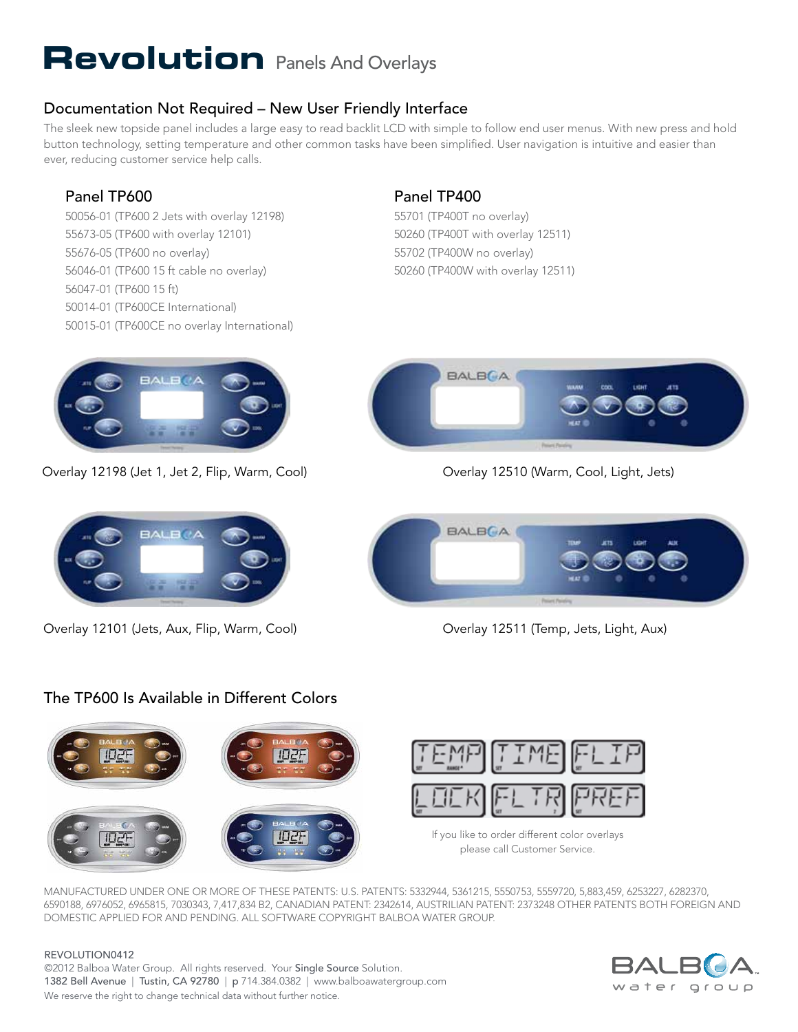# Revolution Panels And Overlays

## Documentation Not Required – New User Friendly Interface

The sleek new topside panel includes a large easy to read backlit LCD with simple to follow end user menus. With new press and hold button technology, setting temperature and other common tasks have been simplified. User navigation is intuitive and easier than ever, reducing customer service help calls.

### Panel TP600

50056-01 (TP600 2 Jets with overlay 12198)
55673-05 (TP600 with overlay 12101)
55676-05 (TP600 no overlay)
56046-01 (TP600 15 ft cable no overlay)
56047-01 (TP600 15 ft)
50014-01 (TP600CE International)
50015-01 (TP600CE no overlay International)

### Panel TP400

55701 (TP400T no overlay)
50260 (TP400T with overlay 12511)
55702 (TP400W no overlay)
50260 (TP400W with overlay 12511)

Overlay 12198 (Jet 1, Jet 2, Flip, Warm, Cool)

Overlay 12510 (Warm, Cool, Light, Jets)

Overlay 12101 (Jets, Aux, Flip, Warm, Cool)

Overlay 12511 (Temp, Jets, Light, Aux)

## The TP600 Is Available in Different Colors

If you like to order different color overlays please call Customer Service.

MANUFACTURED UNDER ONE OR MORE OF THESE PATENTS: U.S. PATENTS: 5332944, 5361215, 5550753, 5559720, 5,883,459, 6253227, 6282370, 6590188, 6976052, 6965815, 7030343, 7,417,834 B2, CANADIAN PATENT: 2342614, AUSTRILIAN PATENT: 2373248 OTHER PATENTS BOTH FOREIGN AND DOMESTIC APPLIED FOR AND PENDING. ALL SOFTWARE COPYRIGHT BALBOA WATER GROUP.

REVOLUTION0412
©2012 Balboa Water Group. All rights reserved. Your **Single Source** Solution.
1382 Bell Avenue | Tustin, CA 92780 | p 714.384.0382 | www.balboawatergroup.com
We reserve the right to change technical data without further notice.

BALBOA water group